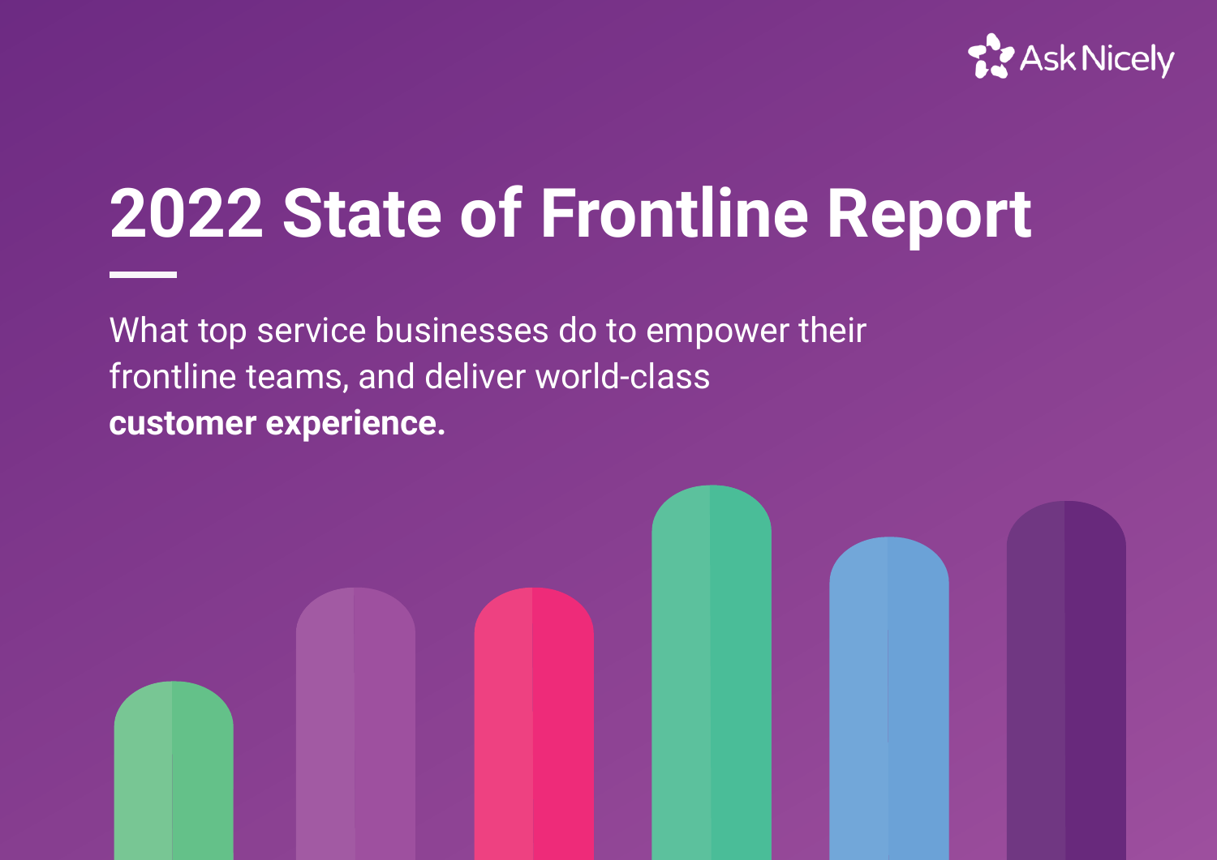AskNicely

# 2022 State of Frontline Report

What top service businesses do to empower their frontline teams, and deliver world-class **customer experience.**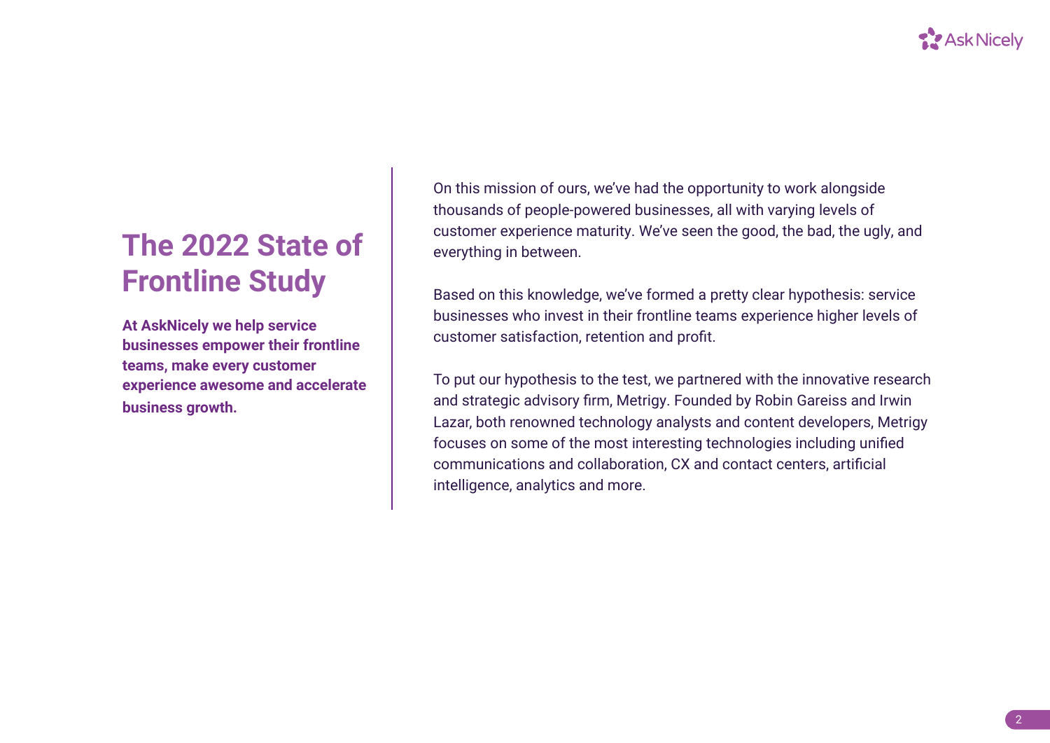# The 2022 State of Frontline Study

**At AskNicely we help service businesses empower their frontline teams, make every customer experience awesome and accelerate business growth.**

On this mission of ours, we've had the opportunity to work alongside thousands of people-powered businesses, all with varying levels of customer experience maturity. We've seen the good, the bad, the ugly, and everything in between.

Based on this knowledge, we've formed a pretty clear hypothesis: service businesses who invest in their frontline teams experience higher levels of customer satisfaction, retention and profit.

To put our hypothesis to the test, we partnered with the innovative research and strategic advisory firm, Metrigy. Founded by Robin Gareiss and Irwin Lazar, both renowned technology analysts and content developers, Metrigy focuses on some of the most interesting technologies including unified communications and collaboration, CX and contact centers, artificial intelligence, analytics and more.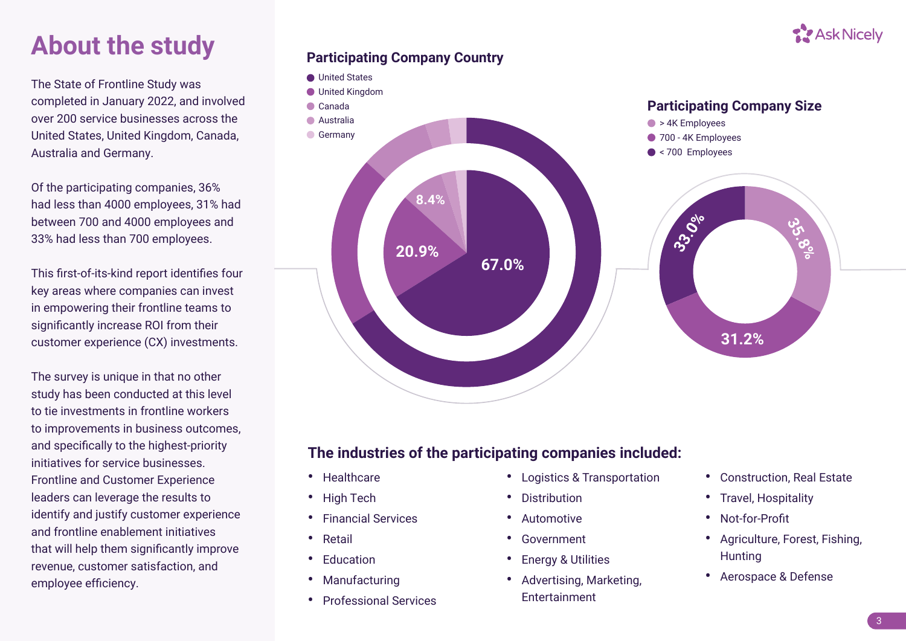# About the study

The State of Frontline Study was completed in January 2022, and involved over 200 service businesses across the United States, United Kingdom, Canada, Australia and Germany.

Of the participating companies, 36% had less than 4000 employees, 31% had between 700 and 4000 employees and 33% had less than 700 employees.

This first-of-its-kind report identifies four key areas where companies can invest in empowering their frontline teams to significantly increase ROI from their customer experience (CX) investments.

The survey is unique in that no other study has been conducted at this level to tie investments in frontline workers to improvements in business outcomes, and specifically to the highest-priority initiatives for service businesses. Frontline and Customer Experience leaders can leverage the results to identify and justify customer experience and frontline enablement initiatives that will help them significantly improve revenue, customer satisfaction, and employee efficiency.

## Participating Company Country

- United States
- United Kingdom
- Canada
- Australia
- Germany

67.0% | 20.9% | 8.4%

## Participating Company Size

- > 4K Employees
- 700 - 4K Employees
- < 700 Employees

35.8% | 31.2% | 33.0%

## The industries of the participating companies included:

- Healthcare
- High Tech
- Financial Services
- Retail
- Education
- Manufacturing
- Professional Services
- Logistics & Transportation
- Distribution
- Automotive
- Government
- Energy & Utilities
- Advertising, Marketing, Entertainment
- Construction, Real Estate
- Travel, Hospitality
- Not-for-Profit
- Agriculture, Forest, Fishing, Hunting
- Aerospace & Defense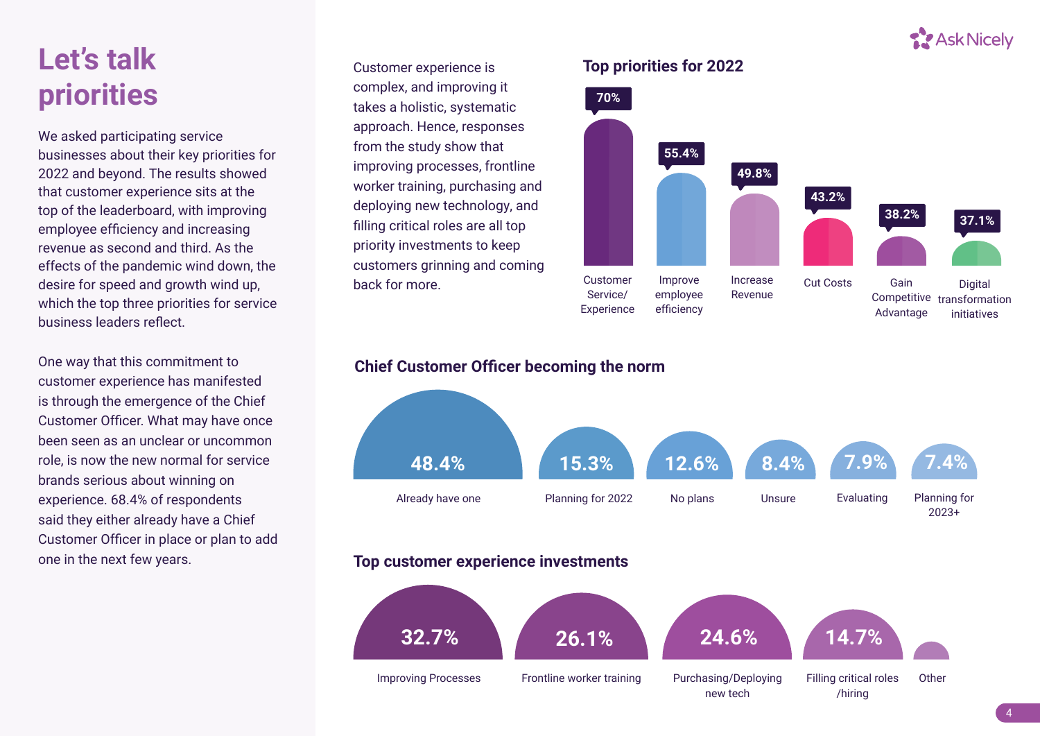# Let's talk priorities

We asked participating service businesses about their key priorities for 2022 and beyond. The results showed that customer experience sits at the top of the leaderboard, with improving employee efficiency and increasing revenue as second and third. As the effects of the pandemic wind down, the desire for speed and growth wind up, which the top three priorities for service business leaders reflect.

One way that this commitment to customer experience has manifested is through the emergence of the Chief Customer Officer. What may have once been seen as an unclear or uncommon role, is now the new normal for service brands serious about winning on experience. 68.4% of respondents said they either already have a Chief Customer Officer in place or plan to add one in the next few years.

Customer experience is complex, and improving it takes a holistic, systematic approach. Hence, responses from the study show that improving processes, frontline worker training, purchasing and deploying new technology, and filling critical roles are all top priority investments to keep customers grinning and coming back for more.

## Top priorities for 2022

| Priority | Percentage |
|---|---|
| Customer Service/ Experience | 70% |
| Improve employee efficiency | 55.4% |
| Increase Revenue | 49.8% |
| Cut Costs | 43.2% |
| Gain Competitive Advantage | 38.2% |
| Digital transformation initiatives | 37.1% |

## Chief Customer Officer becoming the norm

| Status | Percentage |
|---|---|
| Already have one | 48.4% |
| Planning for 2022 | 15.3% |
| No plans | 12.6% |
| Unsure | 8.4% |
| Evaluating | 7.9% |
| Planning for 2023+ | 7.4% |

## Top customer experience investments

| Investment | Percentage |
|---|---|
| Improving Processes | 32.7% |
| Frontline worker training | 26.1% |
| Purchasing/Deploying new tech | 24.6% |
| Filling critical roles /hiring | 14.7% |
| Other | |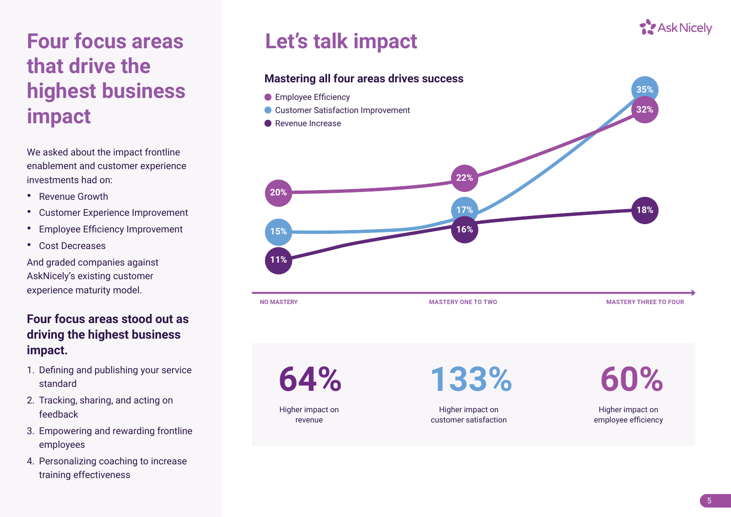# Four focus areas that drive the highest business impact

We asked about the impact frontline enablement and customer experience investments had on:

- Revenue Growth
- Customer Experience Improvement
- Employee Efficiency Improvement
- Cost Decreases

And graded companies against AskNicely's existing customer experience maturity model.

### Four focus areas stood out as driving the highest business impact.

1. Defining and publishing your service standard
2. Tracking, sharing, and acting on feedback
3. Empowering and rewarding frontline employees
4. Personalizing coaching to increase training effectiveness

# Let's talk impact

### Mastering all four areas drives success

| | NO MASTERY | MASTERY ONE TO TWO | MASTERY THREE TO FOUR |
|---|---|---|---|
| Employee Efficiency | 20% | 22% | 32% |
| Customer Satisfaction Improvement | 15% | 17% | 35% |
| Revenue Increase | 11% | 16% | 18% |

**64%**
Higher impact on revenue

**133%**
Higher impact on customer satisfaction

**60%**
Higher impact on employee efficiency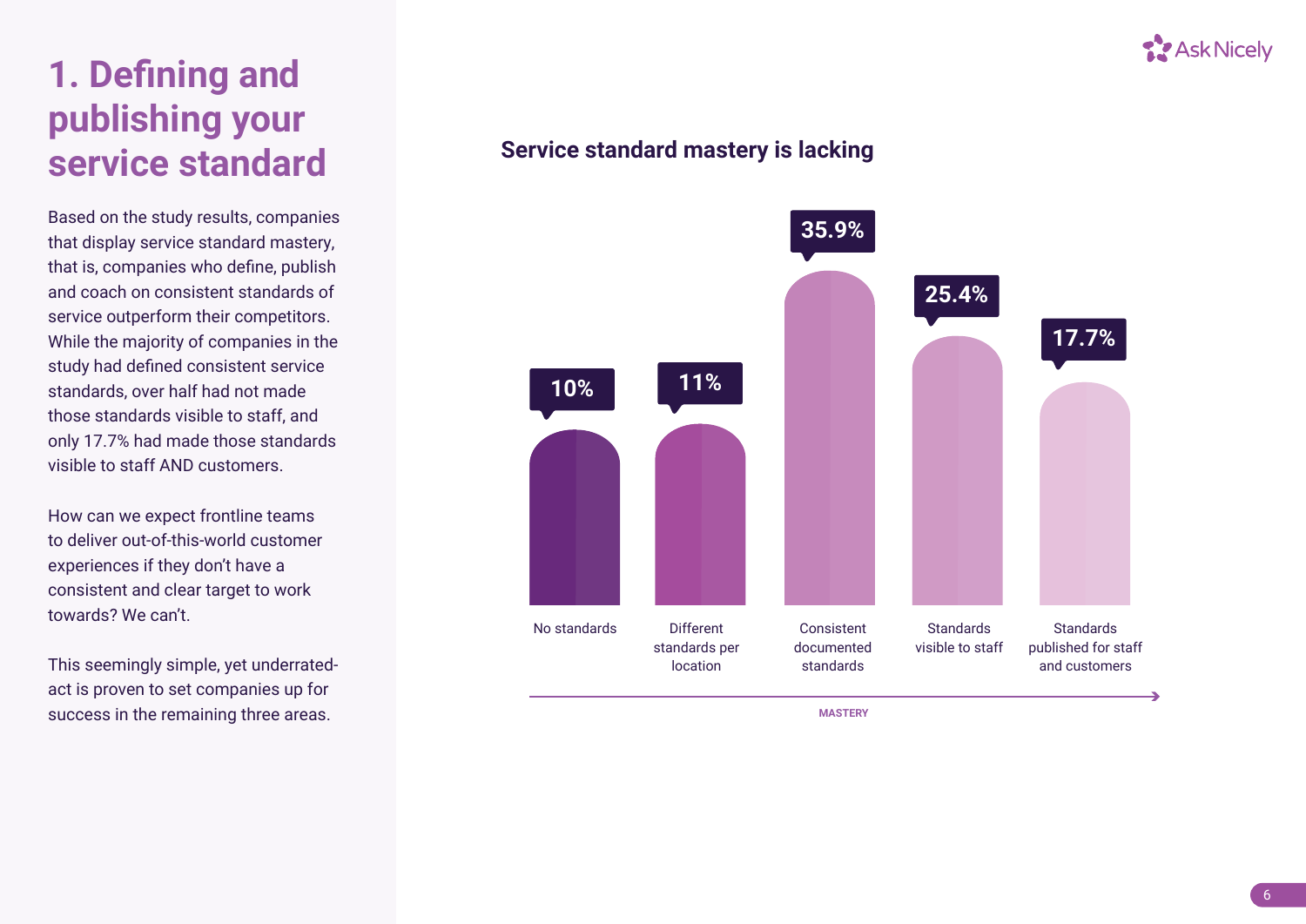# 1. Defining and publishing your service standard

Based on the study results, companies that display service standard mastery, that is, companies who define, publish and coach on consistent standards of service outperform their competitors. While the majority of companies in the study had defined consistent service standards, over half had not made those standards visible to staff, and only 17.7% had made those standards visible to staff AND customers.

How can we expect frontline teams to deliver out-of-this-world customer experiences if they don't have a consistent and clear target to work towards? We can't.

This seemingly simple, yet underrated-act is proven to set companies up for success in the remaining three areas.

## Service standard mastery is lacking

| Category | Percentage |
|---|---|
| No standards | 10% |
| Different standards per location | 11% |
| Consistent documented standards | 35.9% |
| Standards visible to staff | 25.4% |
| Standards published for staff and customers | 17.7% |

MASTERY →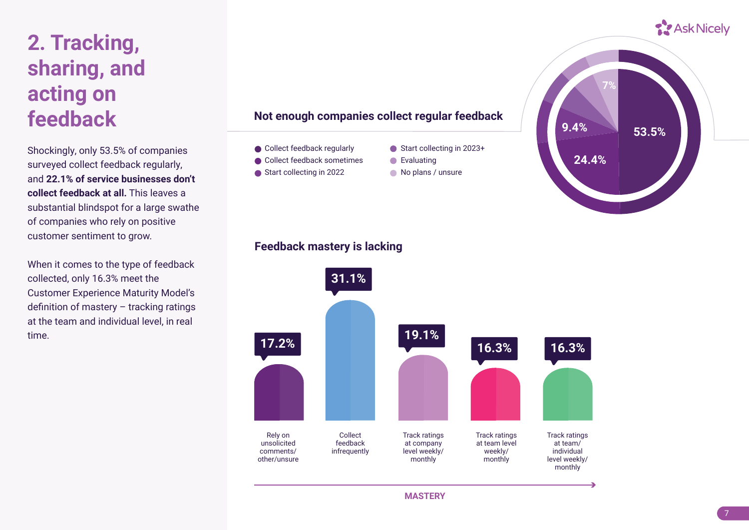# 2. Tracking, sharing, and acting on feedback

Shockingly, only 53.5% of companies surveyed collect feedback regularly, and **22.1% of service businesses don't collect feedback at all.** This leaves a substantial blindspot for a large swathe of companies who rely on positive customer sentiment to grow.

When it comes to the type of feedback collected, only 16.3% meet the Customer Experience Maturity Model's definition of mastery – tracking ratings at the team and individual level, in real time.

## Not enough companies collect regular feedback

| Category | Share |
|---|---|
| Collect feedback regularly | 53.5% |
| Collect feedback sometimes | 24.4% |
| Start collecting in 2022 | 9.4% |
| Start collecting in 2023+ | |
| Evaluating | |
| No plans / unsure | 7% |

## Feedback mastery is lacking

| Category | Share |
|---|---|
| Rely on unsolicited comments/ other/unsure | 17.2% |
| Collect feedback infrequently | 31.1% |
| Track ratings at company level weekly/ monthly | 19.1% |
| Track ratings at team level weekly/ monthly | 16.3% |
| Track ratings at team/ individual level weekly/ monthly | 16.3% |

MASTERY →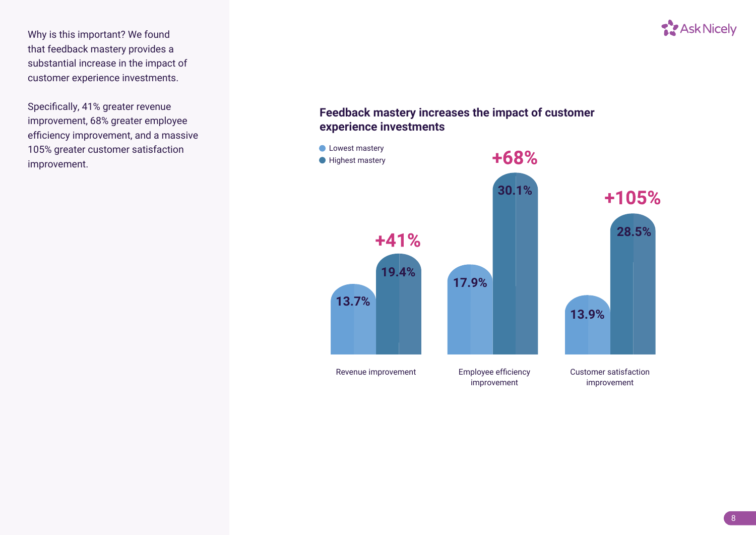Why is this important? We found that feedback mastery provides a substantial increase in the impact of customer experience investments.

Specifically, 41% greater revenue improvement, 68% greater employee efficiency improvement, and a massive 105% greater customer satisfaction improvement.

### Feedback mastery increases the impact of customer experience investments

| | Lowest mastery | Highest mastery | Increase |
|---|---|---|---|
| Revenue improvement | 13.7% | 19.4% | +41% |
| Employee efficiency improvement | 17.9% | 30.1% | +68% |
| Customer satisfaction improvement | 13.9% | 28.5% | +105% |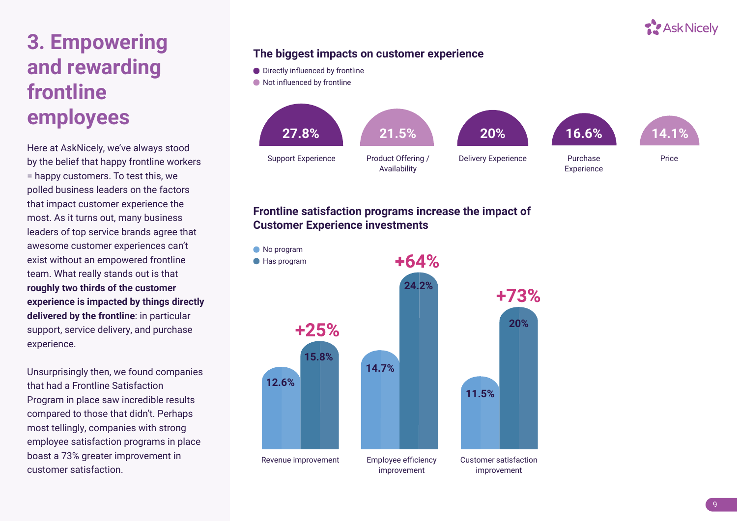# 3. Empowering and rewarding frontline employees

Here at AskNicely, we've always stood by the belief that happy frontline workers = happy customers. To test this, we polled business leaders on the factors that impact customer experience the most. As it turns out, many business leaders of top service brands agree that awesome customer experiences can't exist without an empowered frontline team. What really stands out is that **roughly two thirds of the customer experience is impacted by things directly delivered by the frontline**: in particular support, service delivery, and purchase experience.

Unsurprisingly then, we found companies that had a Frontline Satisfaction Program in place saw incredible results compared to those that didn't. Perhaps most tellingly, companies with strong employee satisfaction programs in place boast a 73% greater improvement in customer satisfaction.

### The biggest impacts on customer experience

- Directly influenced by frontline
- Not influenced by frontline

| Factor | Percentage | Influence |
| --- | --- | --- |
| Support Experience | 27.8% | Directly influenced by frontline |
| Product Offering / Availability | 21.5% | Not influenced by frontline |
| Delivery Experience | 20% | Directly influenced by frontline |
| Purchase Experience | 16.6% | Directly influenced by frontline |
| Price | 14.1% | Not influenced by frontline |

### Frontline satisfaction programs increase the impact of Customer Experience investments

- No program
- Has program

| Metric | No program | Has program | Increase |
| --- | --- | --- | --- |
| Revenue improvement | 12.6% | 15.8% | +25% |
| Employee efficiency improvement | 14.7% | 24.2% | +64% |
| Customer satisfaction improvement | 11.5% | 20% | +73% |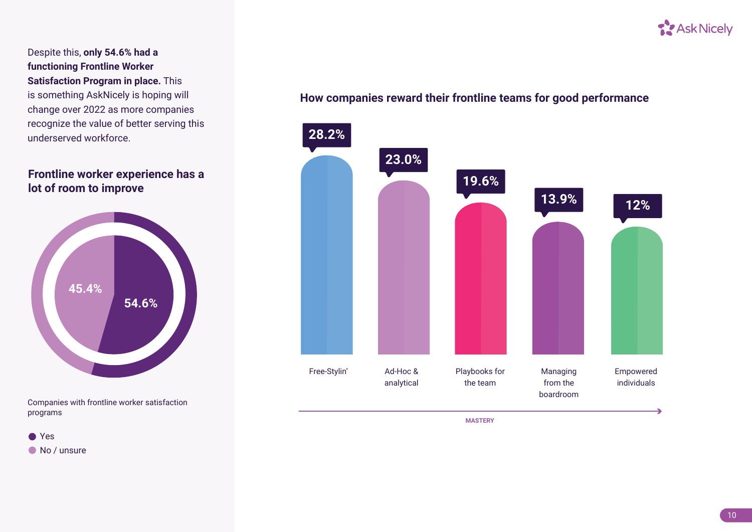Despite this, **only 54.6% had a functioning Frontline Worker Satisfaction Program in place.** This is something AskNicely is hoping will change over 2022 as more companies recognize the value of better serving this underserved workforce.

## Frontline worker experience has a lot of room to improve

| Companies with frontline worker satisfaction programs | |
|---|---|
| Yes | 54.6% |
| No / unsure | 45.4% |

## How companies reward their frontline teams for good performance

| Approach | Percentage |
|---|---|
| Free-Stylin' | 28.2% |
| Ad-Hoc & analytical | 23.0% |
| Playbooks for the team | 19.6% |
| Managing from the boardroom | 13.9% |
| Empowered individuals | 12% |

MASTERY →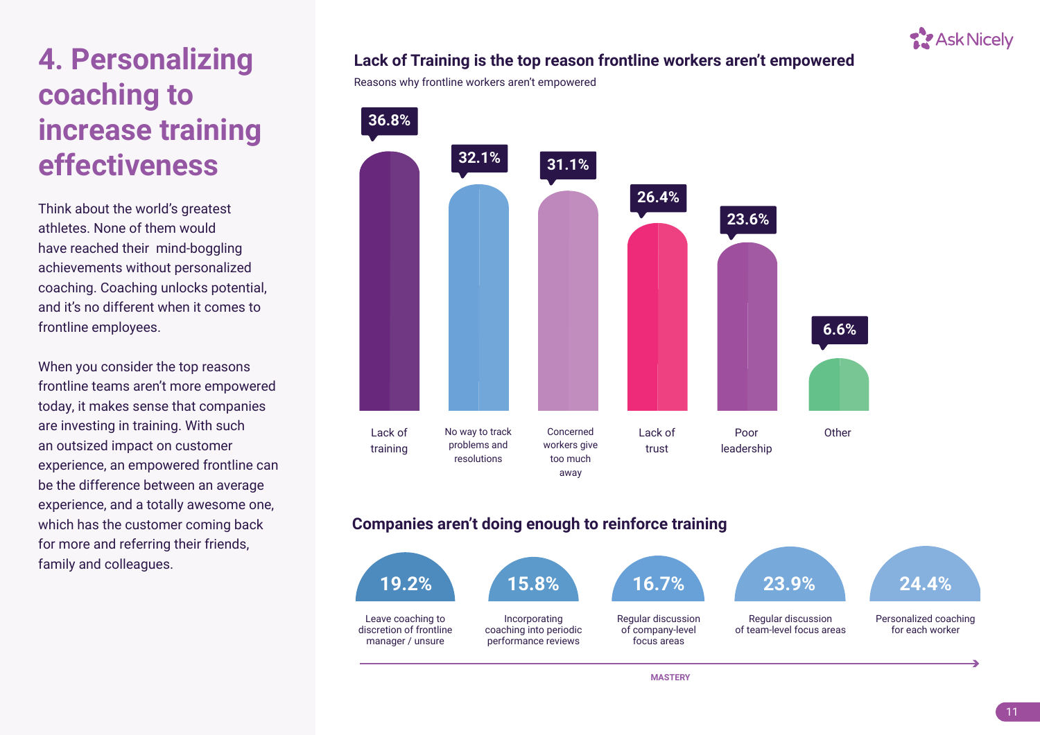# 4. Personalizing coaching to increase training effectiveness

Think about the world's greatest athletes. None of them would have reached their mind-boggling achievements without personalized coaching. Coaching unlocks potential, and it's no different when it comes to frontline employees.

When you consider the top reasons frontline teams aren't more empowered today, it makes sense that companies are investing in training. With such an outsized impact on customer experience, an empowered frontline can be the difference between an average experience, and a totally awesome one, which has the customer coming back for more and referring their friends, family and colleagues.

## Lack of Training is the top reason frontline workers aren't empowered

Reasons why frontline workers aren't empowered

| Reason | Percentage |
| --- | --- |
| Lack of training | 36.8% |
| No way to track problems and resolutions | 32.1% |
| Concerned workers give too much away | 31.1% |
| Lack of trust | 26.4% |
| Poor leadership | 23.6% |
| Other | 6.6% |

## Companies aren't doing enough to reinforce training

| Approach | Percentage |
| --- | --- |
| Leave coaching to discretion of frontline manager / unsure | 19.2% |
| Incorporating coaching into periodic performance reviews | 15.8% |
| Regular discussion of company-level focus areas | 16.7% |
| Regular discussion of team-level focus areas | 23.9% |
| Personalized coaching for each worker | 24.4% |

MASTERY →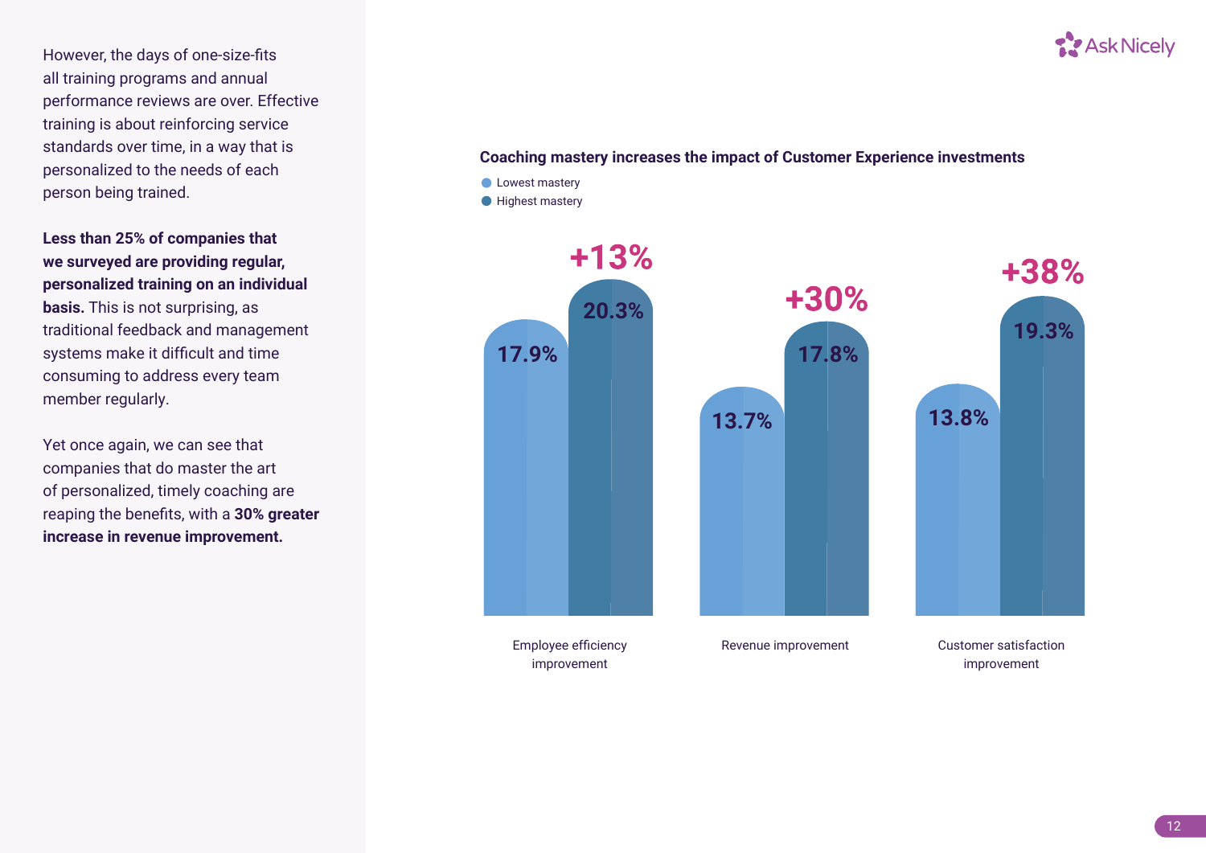However, the days of one-size-fits all training programs and annual performance reviews are over. Effective training is about reinforcing service standards over time, in a way that is personalized to the needs of each person being trained.

**Less than 25% of companies that we surveyed are providing regular, personalized training on an individual basis.** This is not surprising, as traditional feedback and management systems make it difficult and time consuming to address every team member regularly.

Yet once again, we can see that companies that do master the art of personalized, timely coaching are reaping the benefits, with a **30% greater increase in revenue improvement.**

**Coaching mastery increases the impact of Customer Experience investments**

| | Lowest mastery | Highest mastery | Difference |
|---|---|---|---|
| Employee efficiency improvement | 17.9% | 20.3% | +13% |
| Revenue improvement | 13.7% | 17.8% | +30% |
| Customer satisfaction improvement | 13.8% | 19.3% | +38% |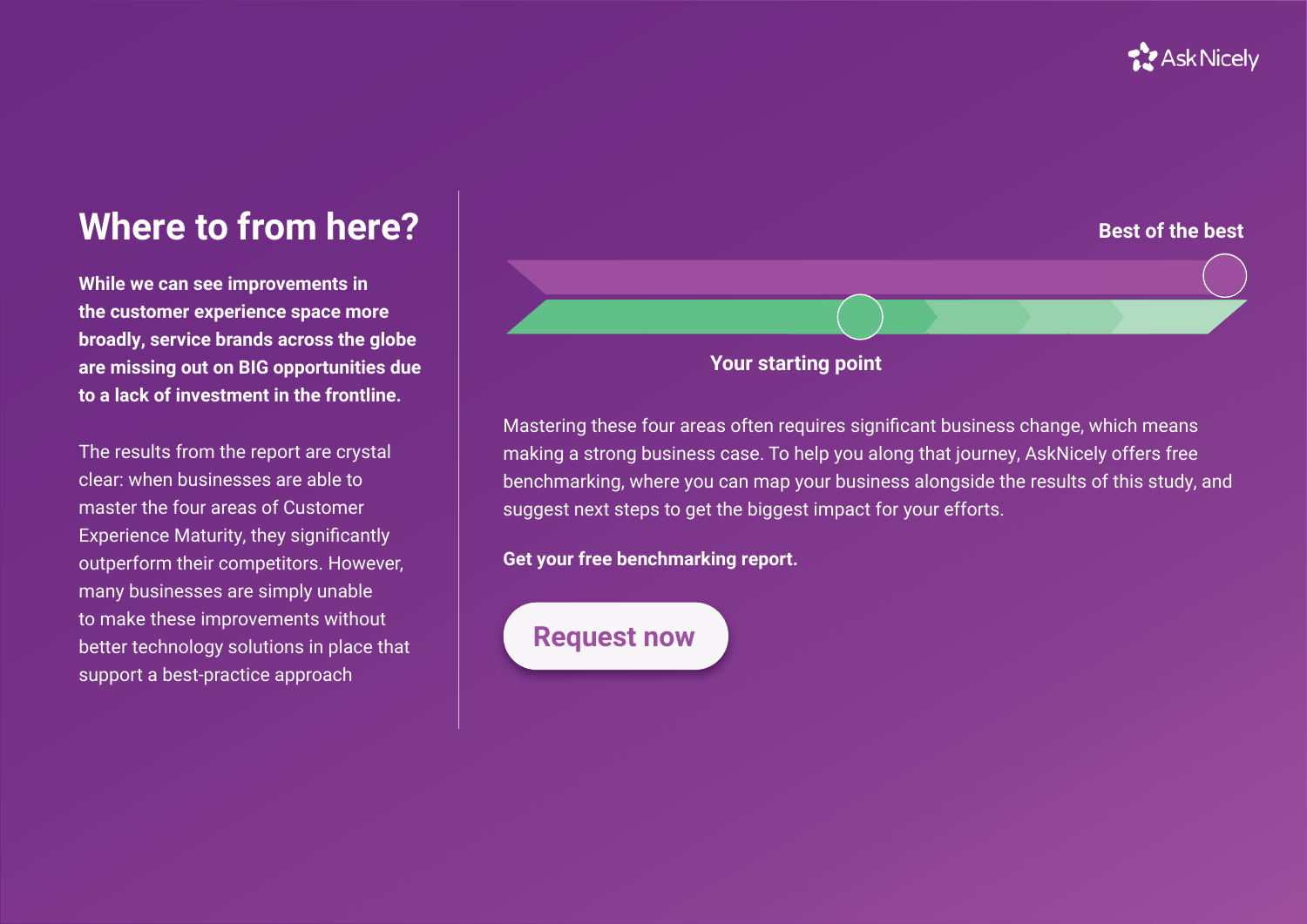# Where to from here?

**While we can see improvements in the customer experience space more broadly, service brands across the globe are missing out on BIG opportunities due to a lack of investment in the frontline.**

The results from the report are crystal clear: when businesses are able to master the four areas of Customer Experience Maturity, they significantly outperform their competitors. However, many businesses are simply unable to make these improvements without better technology solutions in place that support a best-practice approach

Best of the best

Your starting point

Mastering these four areas often requires significant business change, which means making a strong business case. To help you along that journey, AskNicely offers free benchmarking, where you can map your business alongside the results of this study, and suggest next steps to get the biggest impact for your efforts.

**Get your free benchmarking report.**

Request now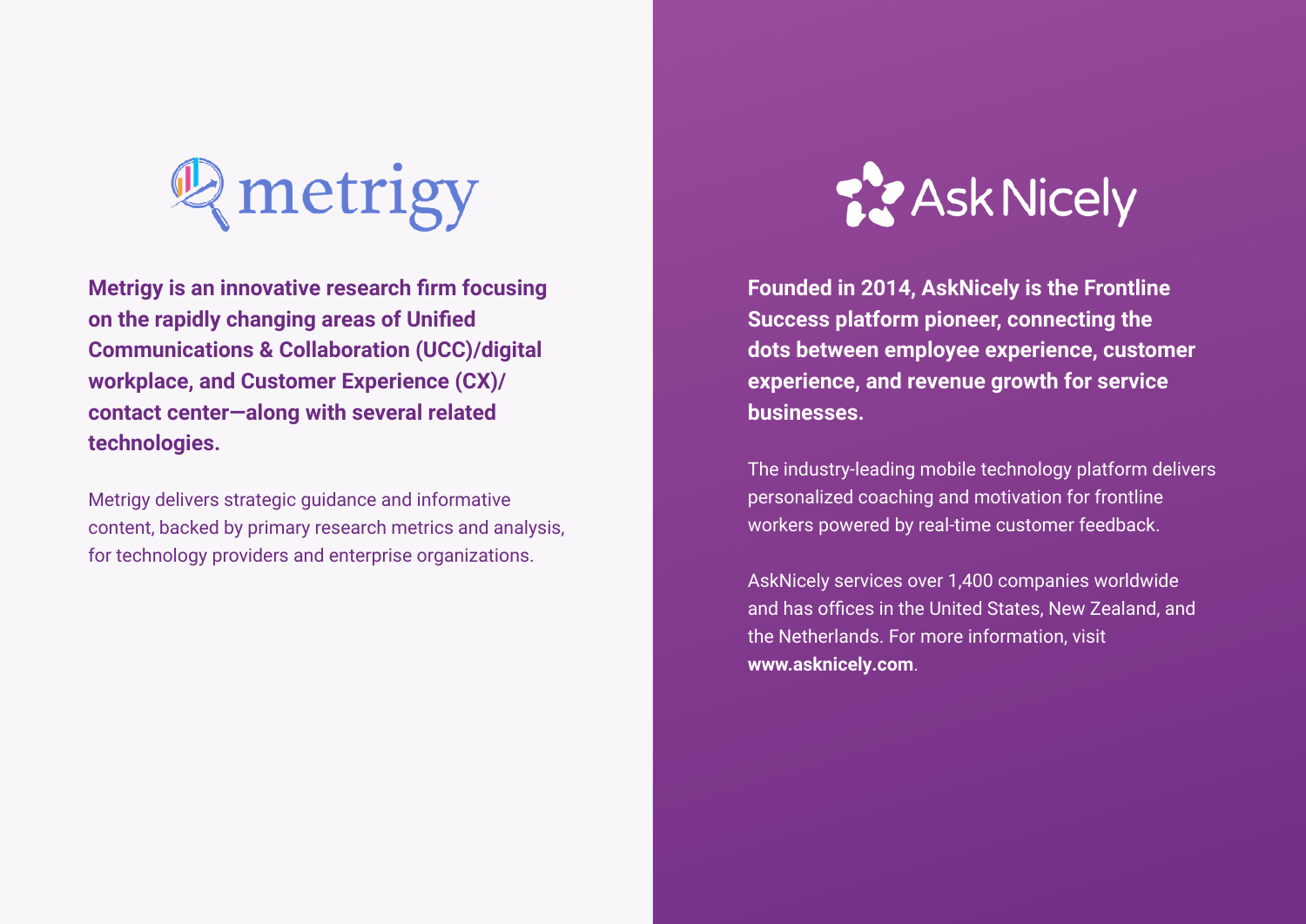metrigy

**Metrigy is an innovative research firm focusing on the rapidly changing areas of Unified Communications & Collaboration (UCC)/digital workplace, and Customer Experience (CX)/contact center—along with several related technologies.**

Metrigy delivers strategic guidance and informative content, backed by primary research metrics and analysis, for technology providers and enterprise organizations.

AskNicely

**Founded in 2014, AskNicely is the Frontline Success platform pioneer, connecting the dots between employee experience, customer experience, and revenue growth for service businesses.**

The industry-leading mobile technology platform delivers personalized coaching and motivation for frontline workers powered by real-time customer feedback.

AskNicely services over 1,400 companies worldwide and has offices in the United States, New Zealand, and the Netherlands. For more information, visit **www.asknicely.com**.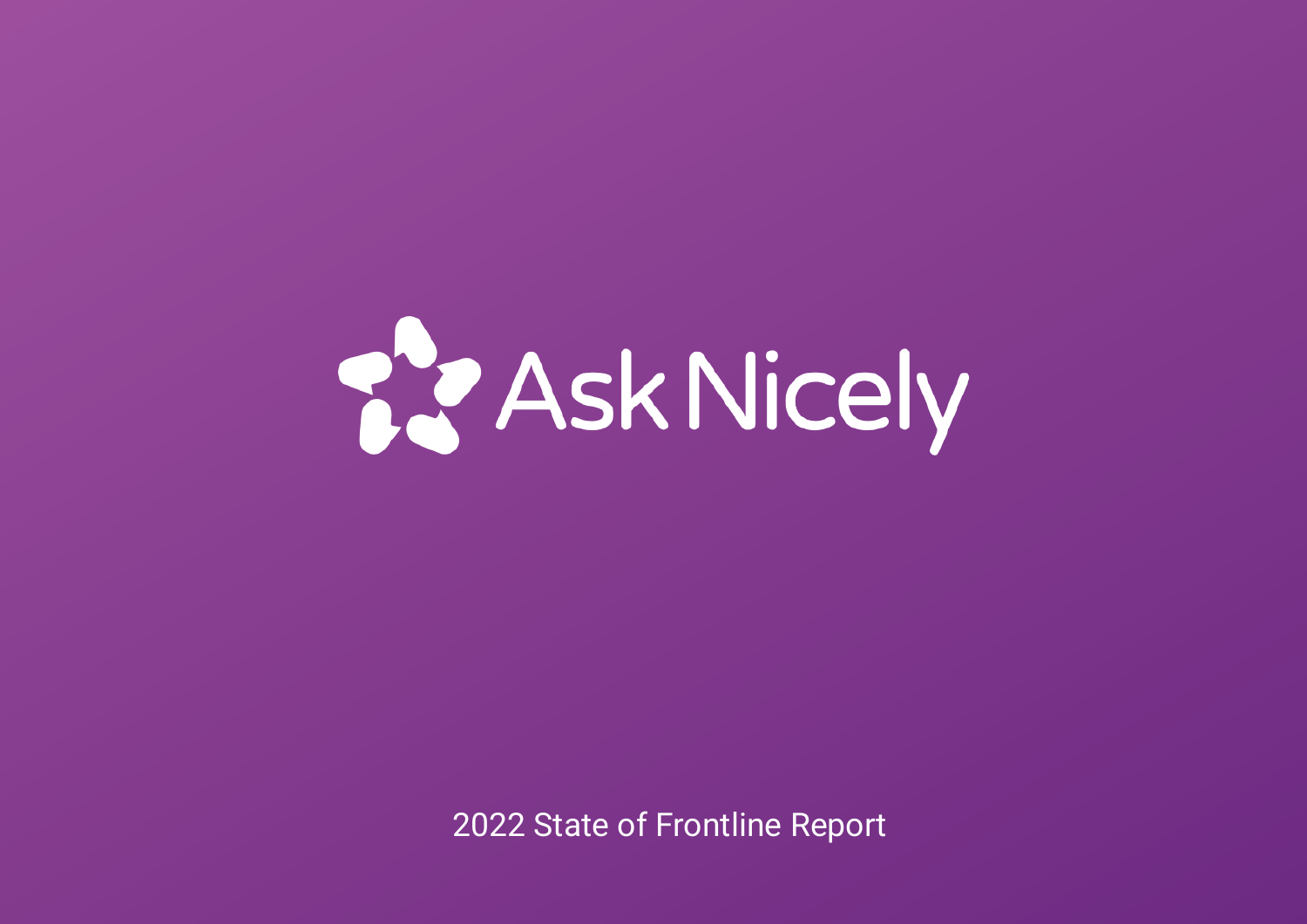Ask Nicely

2022 State of Frontline Report